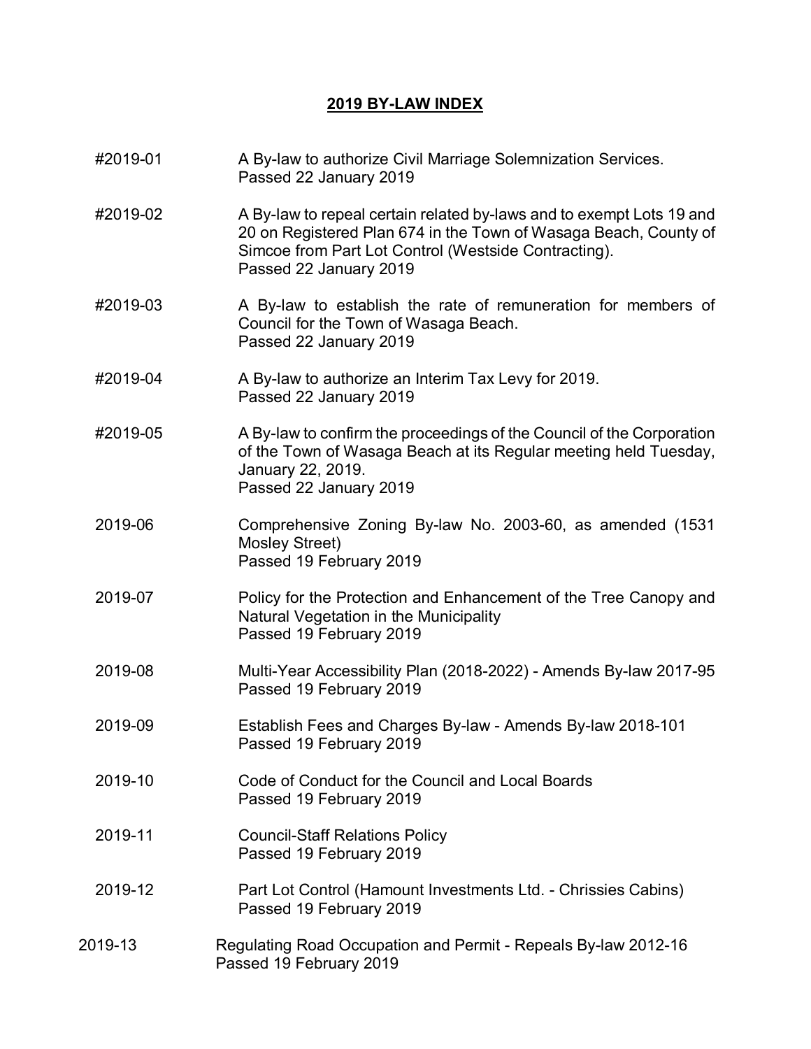# 2019 BY-LAW INDEX

#2019-01 A By-law to authorize Civil Marriage Solemnization Services.
Passed 22 January 2019

#2019-02 A By-law to repeal certain related by-laws and to exempt Lots 19 and 20 on Registered Plan 674 in the Town of Wasaga Beach, County of Simcoe from Part Lot Control (Westside Contracting).
Passed 22 January 2019

#2019-03 A By-law to establish the rate of remuneration for members of Council for the Town of Wasaga Beach.
Passed 22 January 2019

#2019-04 A By-law to authorize an Interim Tax Levy for 2019.
Passed 22 January 2019

#2019-05 A By-law to confirm the proceedings of the Council of the Corporation of the Town of Wasaga Beach at its Regular meeting held Tuesday, January 22, 2019.
Passed 22 January 2019

2019-06 Comprehensive Zoning By-law No. 2003-60, as amended (1531 Mosley Street)
Passed 19 February 2019

2019-07 Policy for the Protection and Enhancement of the Tree Canopy and Natural Vegetation in the Municipality
Passed 19 February 2019

2019-08 Multi-Year Accessibility Plan (2018-2022) - Amends By-law 2017-95
Passed 19 February 2019

2019-09 Establish Fees and Charges By-law - Amends By-law 2018-101
Passed 19 February 2019

2019-10 Code of Conduct for the Council and Local Boards
Passed 19 February 2019

2019-11 Council-Staff Relations Policy
Passed 19 February 2019

2019-12 Part Lot Control (Hamount Investments Ltd. - Chrissies Cabins)
Passed 19 February 2019

2019-13 Regulating Road Occupation and Permit - Repeals By-law 2012-16
Passed 19 February 2019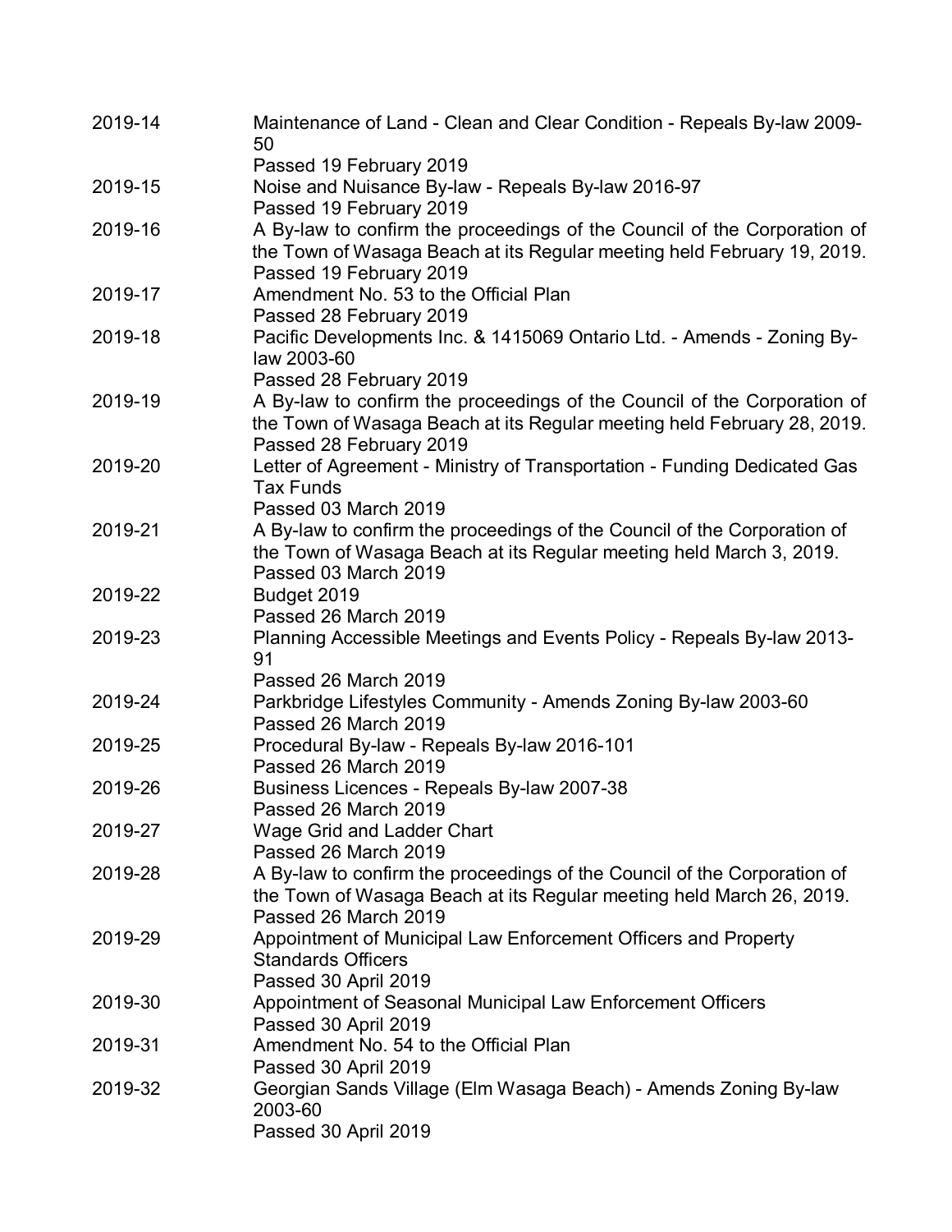| | |
|---|---|
| 2019-14 | Maintenance of Land - Clean and Clear Condition - Repeals By-law 2009-50<br>Passed 19 February 2019 |
| 2019-15 | Noise and Nuisance By-law - Repeals By-law 2016-97<br>Passed 19 February 2019 |
| 2019-16 | A By-law to confirm the proceedings of the Council of the Corporation of the Town of Wasaga Beach at its Regular meeting held February 19, 2019.<br>Passed 19 February 2019 |
| 2019-17 | Amendment No. 53 to the Official Plan<br>Passed 28 February 2019 |
| 2019-18 | Pacific Developments Inc. & 1415069 Ontario Ltd. - Amends - Zoning By-law 2003-60<br>Passed 28 February 2019 |
| 2019-19 | A By-law to confirm the proceedings of the Council of the Corporation of the Town of Wasaga Beach at its Regular meeting held February 28, 2019.<br>Passed 28 February 2019 |
| 2019-20 | Letter of Agreement - Ministry of Transportation - Funding Dedicated Gas Tax Funds<br>Passed 03 March 2019 |
| 2019-21 | A By-law to confirm the proceedings of the Council of the Corporation of the Town of Wasaga Beach at its Regular meeting held March 3, 2019.<br>Passed 03 March 2019 |
| 2019-22 | Budget 2019<br>Passed 26 March 2019 |
| 2019-23 | Planning Accessible Meetings and Events Policy - Repeals By-law 2013-91<br>Passed 26 March 2019 |
| 2019-24 | Parkbridge Lifestyles Community - Amends Zoning By-law 2003-60<br>Passed 26 March 2019 |
| 2019-25 | Procedural By-law - Repeals By-law 2016-101<br>Passed 26 March 2019 |
| 2019-26 | Business Licences - Repeals By-law 2007-38<br>Passed 26 March 2019 |
| 2019-27 | Wage Grid and Ladder Chart<br>Passed 26 March 2019 |
| 2019-28 | A By-law to confirm the proceedings of the Council of the Corporation of the Town of Wasaga Beach at its Regular meeting held March 26, 2019.<br>Passed 26 March 2019 |
| 2019-29 | Appointment of Municipal Law Enforcement Officers and Property Standards Officers<br>Passed 30 April 2019 |
| 2019-30 | Appointment of Seasonal Municipal Law Enforcement Officers<br>Passed 30 April 2019 |
| 2019-31 | Amendment No. 54 to the Official Plan<br>Passed 30 April 2019 |
| 2019-32 | Georgian Sands Village (Elm Wasaga Beach) - Amends Zoning By-law 2003-60<br>Passed 30 April 2019 |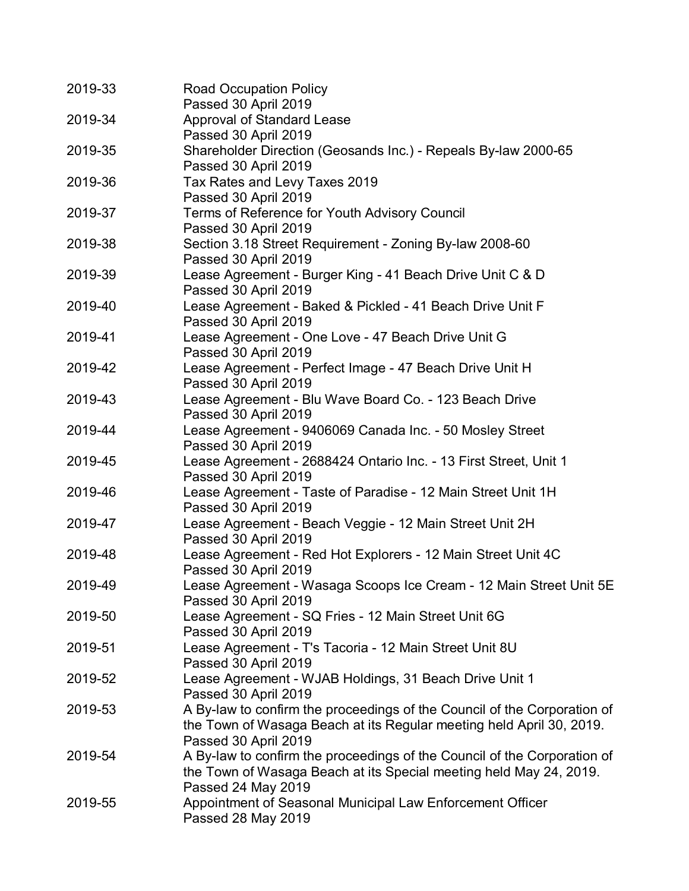2019-33 Road Occupation Policy
Passed 30 April 2019

2019-34 Approval of Standard Lease
Passed 30 April 2019

2019-35 Shareholder Direction (Geosands Inc.) - Repeals By-law 2000-65
Passed 30 April 2019

2019-36 Tax Rates and Levy Taxes 2019
Passed 30 April 2019

2019-37 Terms of Reference for Youth Advisory Council
Passed 30 April 2019

2019-38 Section 3.18 Street Requirement - Zoning By-law 2008-60
Passed 30 April 2019

2019-39 Lease Agreement - Burger King - 41 Beach Drive Unit C & D
Passed 30 April 2019

2019-40 Lease Agreement - Baked & Pickled - 41 Beach Drive Unit F
Passed 30 April 2019

2019-41 Lease Agreement - One Love - 47 Beach Drive Unit G
Passed 30 April 2019

2019-42 Lease Agreement - Perfect Image - 47 Beach Drive Unit H
Passed 30 April 2019

2019-43 Lease Agreement - Blu Wave Board Co. - 123 Beach Drive
Passed 30 April 2019

2019-44 Lease Agreement - 9406069 Canada Inc. - 50 Mosley Street
Passed 30 April 2019

2019-45 Lease Agreement - 2688424 Ontario Inc. - 13 First Street, Unit 1
Passed 30 April 2019

2019-46 Lease Agreement - Taste of Paradise - 12 Main Street Unit 1H
Passed 30 April 2019

2019-47 Lease Agreement - Beach Veggie - 12 Main Street Unit 2H
Passed 30 April 2019

2019-48 Lease Agreement - Red Hot Explorers - 12 Main Street Unit 4C
Passed 30 April 2019

2019-49 Lease Agreement - Wasaga Scoops Ice Cream - 12 Main Street Unit 5E
Passed 30 April 2019

2019-50 Lease Agreement - SQ Fries - 12 Main Street Unit 6G
Passed 30 April 2019

2019-51 Lease Agreement - T's Tacoria - 12 Main Street Unit 8U
Passed 30 April 2019

2019-52 Lease Agreement - WJAB Holdings, 31 Beach Drive Unit 1
Passed 30 April 2019

2019-53 A By-law to confirm the proceedings of the Council of the Corporation of the Town of Wasaga Beach at its Regular meeting held April 30, 2019.
Passed 30 April 2019

2019-54 A By-law to confirm the proceedings of the Council of the Corporation of the Town of Wasaga Beach at its Special meeting held May 24, 2019.
Passed 24 May 2019

2019-55 Appointment of Seasonal Municipal Law Enforcement Officer
Passed 28 May 2019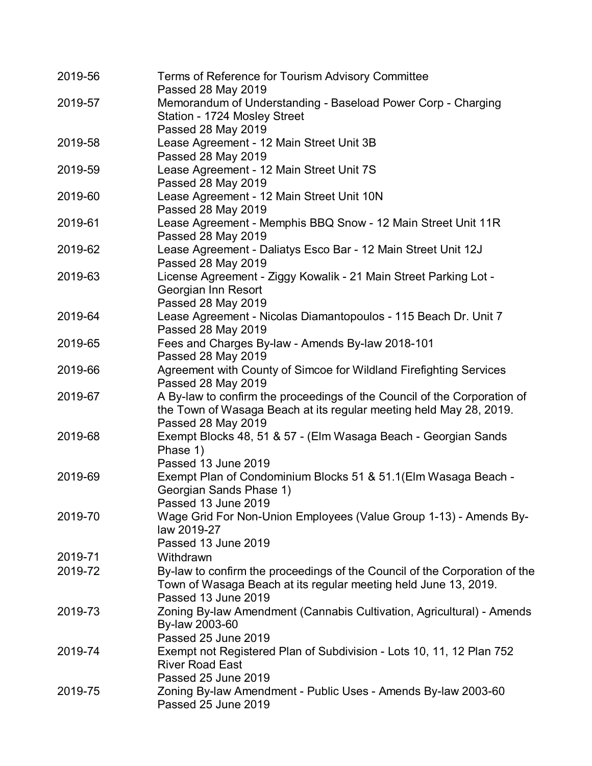| | |
|---|---|
| 2019-56 | Terms of Reference for Tourism Advisory Committee<br>Passed 28 May 2019 |
| 2019-57 | Memorandum of Understanding - Baseload Power Corp - Charging Station - 1724 Mosley Street<br>Passed 28 May 2019 |
| 2019-58 | Lease Agreement - 12 Main Street Unit 3B<br>Passed 28 May 2019 |
| 2019-59 | Lease Agreement - 12 Main Street Unit 7S<br>Passed 28 May 2019 |
| 2019-60 | Lease Agreement - 12 Main Street Unit 10N<br>Passed 28 May 2019 |
| 2019-61 | Lease Agreement - Memphis BBQ Snow - 12 Main Street Unit 11R<br>Passed 28 May 2019 |
| 2019-62 | Lease Agreement - Daliatys Esco Bar - 12 Main Street Unit 12J<br>Passed 28 May 2019 |
| 2019-63 | License Agreement - Ziggy Kowalik - 21 Main Street Parking Lot - Georgian Inn Resort<br>Passed 28 May 2019 |
| 2019-64 | Lease Agreement - Nicolas Diamantopoulos - 115 Beach Dr. Unit 7<br>Passed 28 May 2019 |
| 2019-65 | Fees and Charges By-law - Amends By-law 2018-101<br>Passed 28 May 2019 |
| 2019-66 | Agreement with County of Simcoe for Wildland Firefighting Services<br>Passed 28 May 2019 |
| 2019-67 | A By-law to confirm the proceedings of the Council of the Corporation of the Town of Wasaga Beach at its regular meeting held May 28, 2019.<br>Passed 28 May 2019 |
| 2019-68 | Exempt Blocks 48, 51 & 57 - (Elm Wasaga Beach - Georgian Sands Phase 1)<br>Passed 13 June 2019 |
| 2019-69 | Exempt Plan of Condominium Blocks 51 & 51.1(Elm Wasaga Beach - Georgian Sands Phase 1)<br>Passed 13 June 2019 |
| 2019-70 | Wage Grid For Non-Union Employees (Value Group 1-13) - Amends By-law 2019-27<br>Passed 13 June 2019 |
| 2019-71 | Withdrawn |
| 2019-72 | By-law to confirm the proceedings of the Council of the Corporation of the Town of Wasaga Beach at its regular meeting held June 13, 2019.<br>Passed 13 June 2019 |
| 2019-73 | Zoning By-law Amendment (Cannabis Cultivation, Agricultural) - Amends By-law 2003-60<br>Passed 25 June 2019 |
| 2019-74 | Exempt not Registered Plan of Subdivision - Lots 10, 11, 12 Plan 752 River Road East<br>Passed 25 June 2019 |
| 2019-75 | Zoning By-law Amendment - Public Uses - Amends By-law 2003-60<br>Passed 25 June 2019 |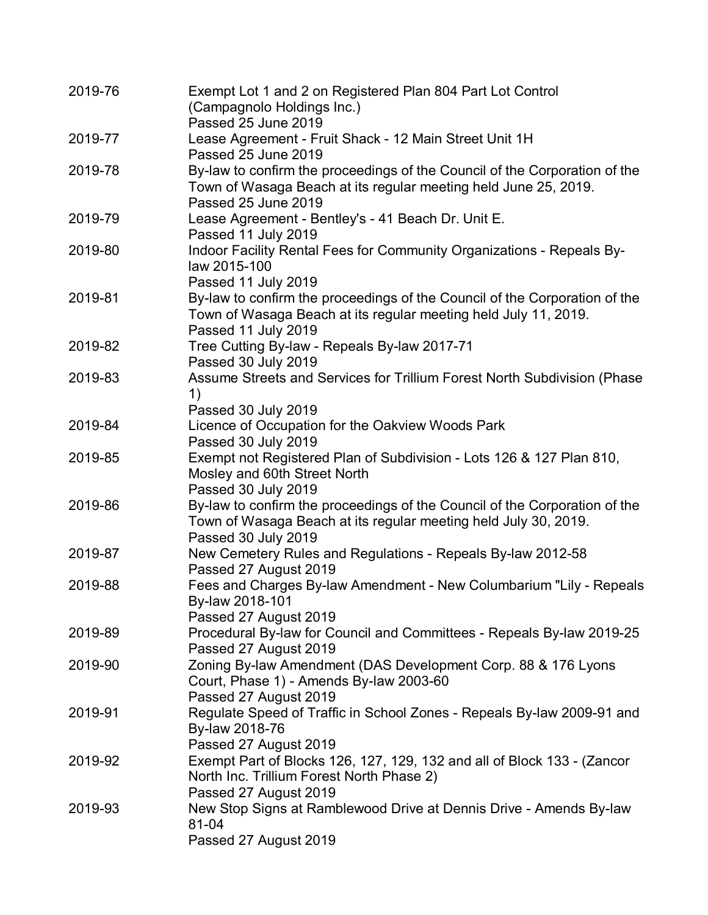| | |
|---|---|
| 2019-76 | Exempt Lot 1 and 2 on Registered Plan 804 Part Lot Control (Campagnolo Holdings Inc.)<br>Passed 25 June 2019 |
| 2019-77 | Lease Agreement - Fruit Shack - 12 Main Street Unit 1H<br>Passed 25 June 2019 |
| 2019-78 | By-law to confirm the proceedings of the Council of the Corporation of the Town of Wasaga Beach at its regular meeting held June 25, 2019.<br>Passed 25 June 2019 |
| 2019-79 | Lease Agreement - Bentley's - 41 Beach Dr. Unit E.<br>Passed 11 July 2019 |
| 2019-80 | Indoor Facility Rental Fees for Community Organizations - Repeals By-law 2015-100<br>Passed 11 July 2019 |
| 2019-81 | By-law to confirm the proceedings of the Council of the Corporation of the Town of Wasaga Beach at its regular meeting held July 11, 2019.<br>Passed 11 July 2019 |
| 2019-82 | Tree Cutting By-law - Repeals By-law 2017-71<br>Passed 30 July 2019 |
| 2019-83 | Assume Streets and Services for Trillium Forest North Subdivision (Phase 1)<br>Passed 30 July 2019 |
| 2019-84 | Licence of Occupation for the Oakview Woods Park<br>Passed 30 July 2019 |
| 2019-85 | Exempt not Registered Plan of Subdivision - Lots 126 & 127 Plan 810, Mosley and 60th Street North<br>Passed 30 July 2019 |
| 2019-86 | By-law to confirm the proceedings of the Council of the Corporation of the Town of Wasaga Beach at its regular meeting held July 30, 2019.<br>Passed 30 July 2019 |
| 2019-87 | New Cemetery Rules and Regulations - Repeals By-law 2012-58<br>Passed 27 August 2019 |
| 2019-88 | Fees and Charges By-law Amendment - New Columbarium "Lily - Repeals By-law 2018-101<br>Passed 27 August 2019 |
| 2019-89 | Procedural By-law for Council and Committees - Repeals By-law 2019-25<br>Passed 27 August 2019 |
| 2019-90 | Zoning By-law Amendment (DAS Development Corp. 88 & 176 Lyons Court, Phase 1) - Amends By-law 2003-60<br>Passed 27 August 2019 |
| 2019-91 | Regulate Speed of Traffic in School Zones - Repeals By-law 2009-91 and By-law 2018-76<br>Passed 27 August 2019 |
| 2019-92 | Exempt Part of Blocks 126, 127, 129, 132 and all of Block 133 - (Zancor North Inc. Trillium Forest North Phase 2)<br>Passed 27 August 2019 |
| 2019-93 | New Stop Signs at Ramblewood Drive at Dennis Drive - Amends By-law 81-04<br>Passed 27 August 2019 |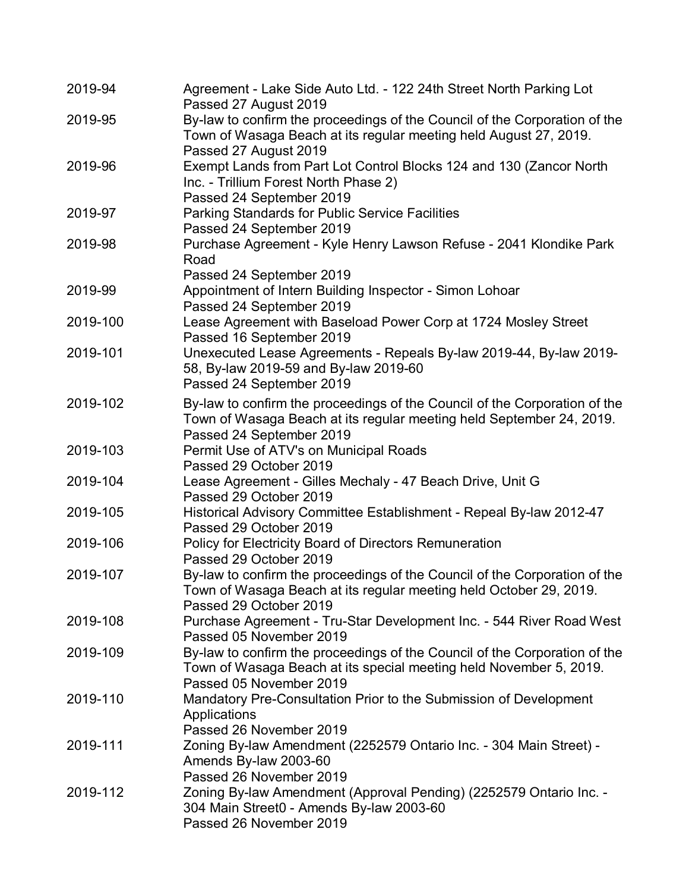| | |
|---|---|
| 2019-94 | Agreement - Lake Side Auto Ltd. - 122 24th Street North Parking Lot<br>Passed 27 August 2019 |
| 2019-95 | By-law to confirm the proceedings of the Council of the Corporation of the Town of Wasaga Beach at its regular meeting held August 27, 2019.<br>Passed 27 August 2019 |
| 2019-96 | Exempt Lands from Part Lot Control Blocks 124 and 130 (Zancor North Inc. - Trillium Forest North Phase 2)<br>Passed 24 September 2019 |
| 2019-97 | Parking Standards for Public Service Facilities<br>Passed 24 September 2019 |
| 2019-98 | Purchase Agreement - Kyle Henry Lawson Refuse - 2041 Klondike Park Road<br>Passed 24 September 2019 |
| 2019-99 | Appointment of Intern Building Inspector - Simon Lohoar<br>Passed 24 September 2019 |
| 2019-100 | Lease Agreement with Baseload Power Corp at 1724 Mosley Street<br>Passed 16 September 2019 |
| 2019-101 | Unexecuted Lease Agreements - Repeals By-law 2019-44, By-law 2019-58, By-law 2019-59 and By-law 2019-60<br>Passed 24 September 2019 |
| 2019-102 | By-law to confirm the proceedings of the Council of the Corporation of the Town of Wasaga Beach at its regular meeting held September 24, 2019.<br>Passed 24 September 2019 |
| 2019-103 | Permit Use of ATV's on Municipal Roads<br>Passed 29 October 2019 |
| 2019-104 | Lease Agreement - Gilles Mechaly - 47 Beach Drive, Unit G<br>Passed 29 October 2019 |
| 2019-105 | Historical Advisory Committee Establishment - Repeal By-law 2012-47<br>Passed 29 October 2019 |
| 2019-106 | Policy for Electricity Board of Directors Remuneration<br>Passed 29 October 2019 |
| 2019-107 | By-law to confirm the proceedings of the Council of the Corporation of the Town of Wasaga Beach at its regular meeting held October 29, 2019.<br>Passed 29 October 2019 |
| 2019-108 | Purchase Agreement - Tru-Star Development Inc. - 544 River Road West<br>Passed 05 November 2019 |
| 2019-109 | By-law to confirm the proceedings of the Council of the Corporation of the Town of Wasaga Beach at its special meeting held November 5, 2019.<br>Passed 05 November 2019 |
| 2019-110 | Mandatory Pre-Consultation Prior to the Submission of Development Applications<br>Passed 26 November 2019 |
| 2019-111 | Zoning By-law Amendment (2252579 Ontario Inc. - 304 Main Street) - Amends By-law 2003-60<br>Passed 26 November 2019 |
| 2019-112 | Zoning By-law Amendment (Approval Pending) (2252579 Ontario Inc. - 304 Main Street0 - Amends By-law 2003-60<br>Passed 26 November 2019 |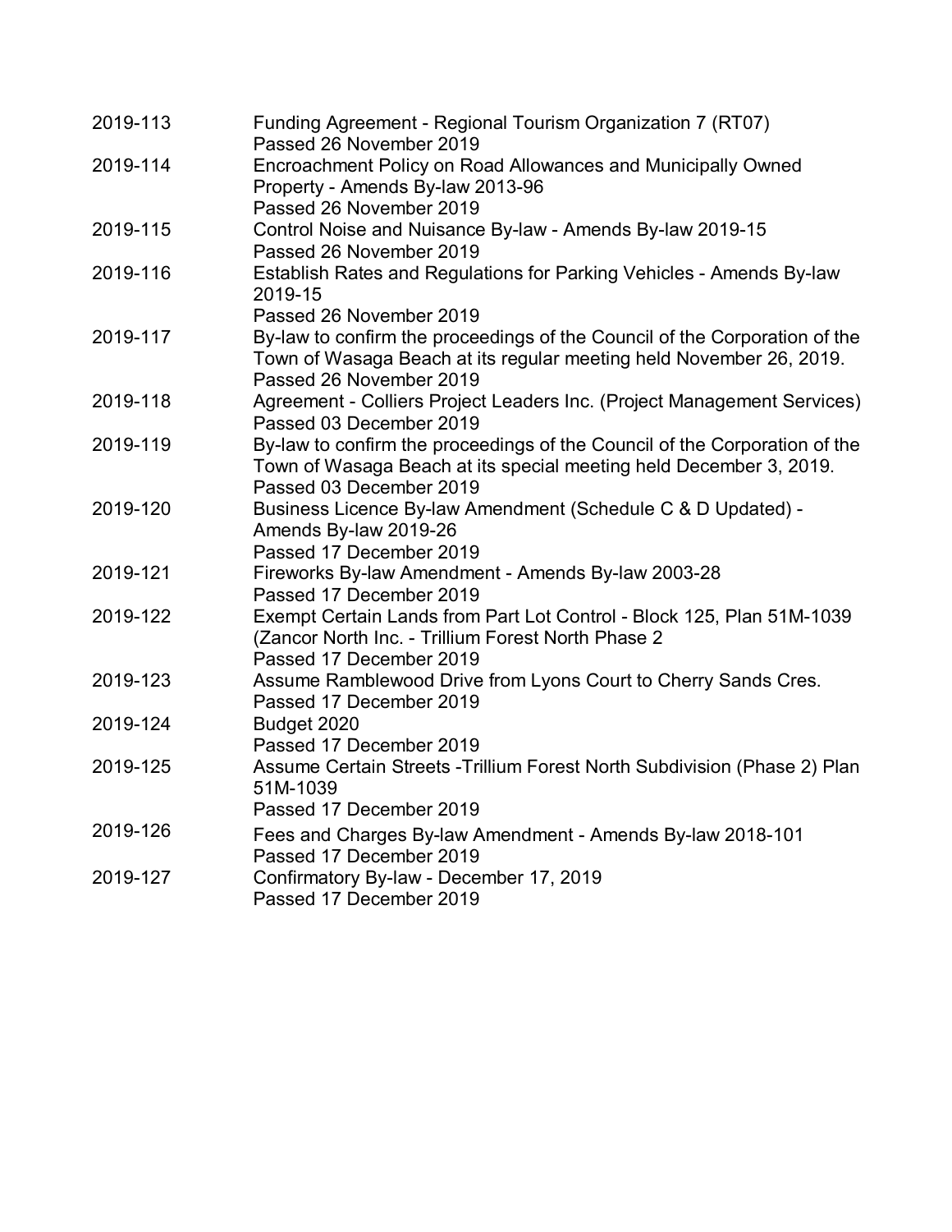| | |
|---|---|
| 2019-113 | Funding Agreement - Regional Tourism Organization 7 (RT07)<br>Passed 26 November 2019 |
| 2019-114 | Encroachment Policy on Road Allowances and Municipally Owned Property - Amends By-law 2013-96<br>Passed 26 November 2019 |
| 2019-115 | Control Noise and Nuisance By-law - Amends By-law 2019-15<br>Passed 26 November 2019 |
| 2019-116 | Establish Rates and Regulations for Parking Vehicles - Amends By-law 2019-15<br>Passed 26 November 2019 |
| 2019-117 | By-law to confirm the proceedings of the Council of the Corporation of the Town of Wasaga Beach at its regular meeting held November 26, 2019.<br>Passed 26 November 2019 |
| 2019-118 | Agreement - Colliers Project Leaders Inc. (Project Management Services)<br>Passed 03 December 2019 |
| 2019-119 | By-law to confirm the proceedings of the Council of the Corporation of the Town of Wasaga Beach at its special meeting held December 3, 2019.<br>Passed 03 December 2019 |
| 2019-120 | Business Licence By-law Amendment (Schedule C & D Updated) - Amends By-law 2019-26<br>Passed 17 December 2019 |
| 2019-121 | Fireworks By-law Amendment - Amends By-law 2003-28<br>Passed 17 December 2019 |
| 2019-122 | Exempt Certain Lands from Part Lot Control - Block 125, Plan 51M-1039 (Zancor North Inc. - Trillium Forest North Phase 2<br>Passed 17 December 2019 |
| 2019-123 | Assume Ramblewood Drive from Lyons Court to Cherry Sands Cres.<br>Passed 17 December 2019 |
| 2019-124 | Budget 2020<br>Passed 17 December 2019 |
| 2019-125 | Assume Certain Streets -Trillium Forest North Subdivision (Phase 2) Plan 51M-1039<br>Passed 17 December 2019 |
| 2019-126 | Fees and Charges By-law Amendment - Amends By-law 2018-101<br>Passed 17 December 2019 |
| 2019-127 | Confirmatory By-law - December 17, 2019<br>Passed 17 December 2019 |